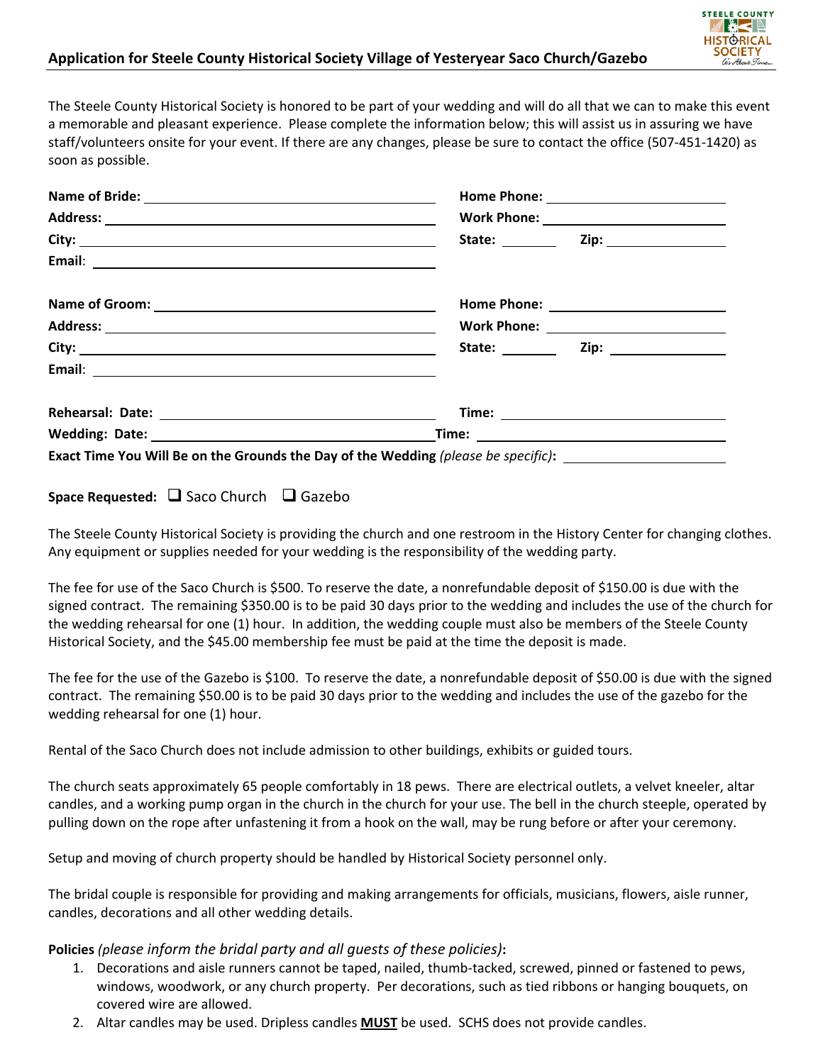## Application for Steele County Historical Society Village of Yesteryear Saco Church/Gazebo

The Steele County Historical Society is honored to be part of your wedding and will do all that we can to make this event a memorable and pleasant experience. Please complete the information below; this will assist us in assuring we have staff/volunteers onsite for your event. If there are any changes, please be sure to contact the office (507-451-1420) as soon as possible.

**Name of Bride:** ______________________ **Home Phone:** ______________________

**Address:** ______________________ **Work Phone:** ______________________

**City:** ______________________ **State:** ________ **Zip:** ______________

**Email**: ______________________

**Name of Groom:** ______________________ **Home Phone:** ______________________

**Address:** ______________________ **Work Phone:** ______________________

**City:** ______________________ **State:** ________ **Zip:** ______________

**Email**: ______________________

**Rehearsal: Date:** ______________________ **Time:** ______________________

**Wedding: Date:** ______________________ **Time:** ______________________

**Exact Time You Will Be on the Grounds the Day of the Wedding** *(please be specific)***:** ______________________

**Space Requested:** ☐ Saco Church ☐ Gazebo

The Steele County Historical Society is providing the church and one restroom in the History Center for changing clothes. Any equipment or supplies needed for your wedding is the responsibility of the wedding party.

The fee for use of the Saco Church is $500. To reserve the date, a nonrefundable deposit of $150.00 is due with the signed contract. The remaining $350.00 is to be paid 30 days prior to the wedding and includes the use of the church for the wedding rehearsal for one (1) hour. In addition, the wedding couple must also be members of the Steele County Historical Society, and the $45.00 membership fee must be paid at the time the deposit is made.

The fee for the use of the Gazebo is $100. To reserve the date, a nonrefundable deposit of $50.00 is due with the signed contract. The remaining $50.00 is to be paid 30 days prior to the wedding and includes the use of the gazebo for the wedding rehearsal for one (1) hour.

Rental of the Saco Church does not include admission to other buildings, exhibits or guided tours.

The church seats approximately 65 people comfortably in 18 pews. There are electrical outlets, a velvet kneeler, altar candles, and a working pump organ in the church in the church for your use. The bell in the church steeple, operated by pulling down on the rope after unfastening it from a hook on the wall, may be rung before or after your ceremony.

Setup and moving of church property should be handled by Historical Society personnel only.

The bridal couple is responsible for providing and making arrangements for officials, musicians, flowers, aisle runner, candles, decorations and all other wedding details.

**Policies** *(please inform the bridal party and all guests of these policies)***:**

1. Decorations and aisle runners cannot be taped, nailed, thumb-tacked, screwed, pinned or fastened to pews, windows, woodwork, or any church property. Per decorations, such as tied ribbons or hanging bouquets, on covered wire are allowed.
2. Altar candles may be used. Dripless candles **MUST** be used. SCHS does not provide candles.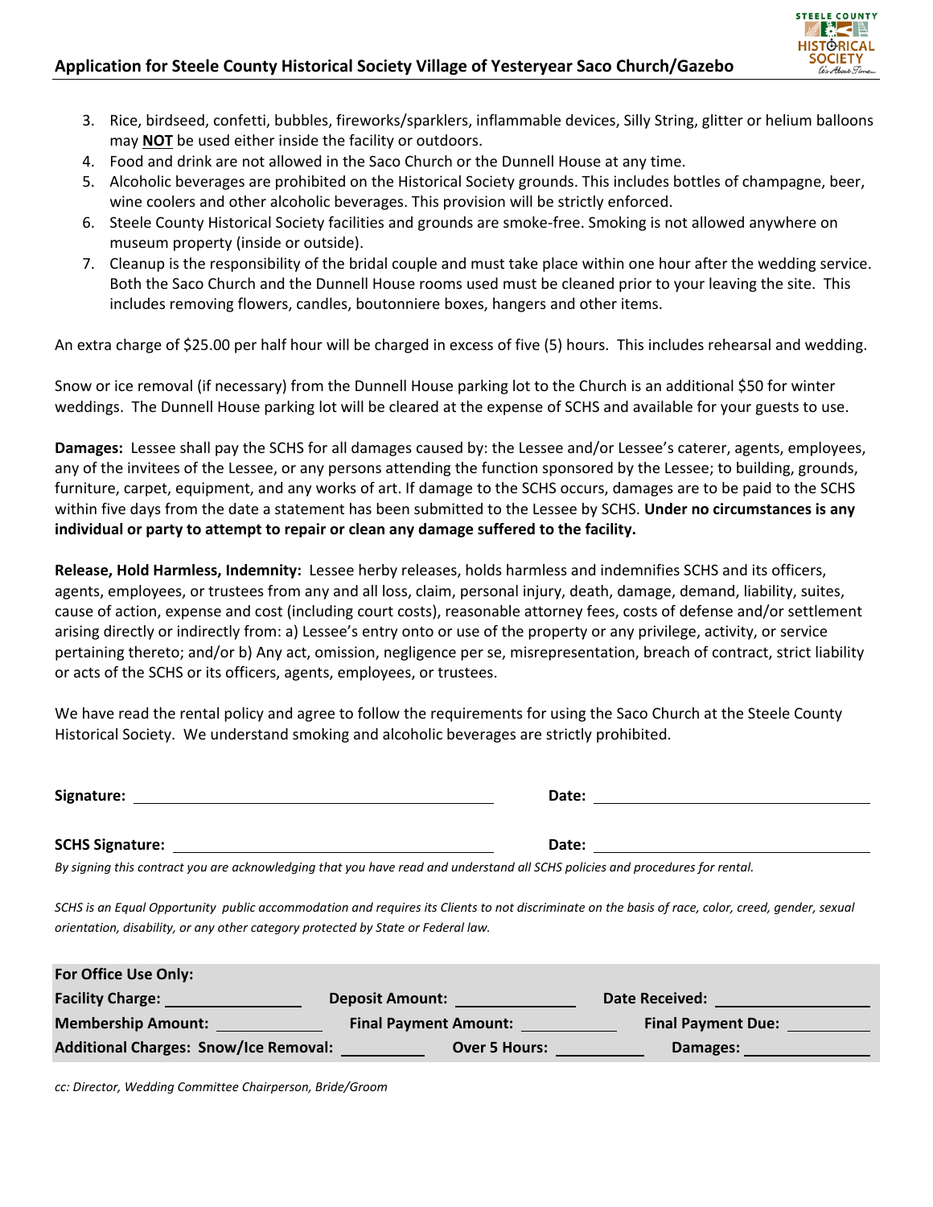## Application for Steele County Historical Society Village of Yesteryear Saco Church/Gazebo

3. Rice, birdseed, confetti, bubbles, fireworks/sparklers, inflammable devices, Silly String, glitter or helium balloons may **NOT** be used either inside the facility or outdoors.
4. Food and drink are not allowed in the Saco Church or the Dunnell House at any time.
5. Alcoholic beverages are prohibited on the Historical Society grounds. This includes bottles of champagne, beer, wine coolers and other alcoholic beverages. This provision will be strictly enforced.
6. Steele County Historical Society facilities and grounds are smoke-free. Smoking is not allowed anywhere on museum property (inside or outside).
7. Cleanup is the responsibility of the bridal couple and must take place within one hour after the wedding service. Both the Saco Church and the Dunnell House rooms used must be cleaned prior to your leaving the site. This includes removing flowers, candles, boutonniere boxes, hangers and other items.

An extra charge of $25.00 per half hour will be charged in excess of five (5) hours. This includes rehearsal and wedding.

Snow or ice removal (if necessary) from the Dunnell House parking lot to the Church is an additional $50 for winter weddings. The Dunnell House parking lot will be cleared at the expense of SCHS and available for your guests to use.

**Damages:** Lessee shall pay the SCHS for all damages caused by: the Lessee and/or Lessee's caterer, agents, employees, any of the invitees of the Lessee, or any persons attending the function sponsored by the Lessee; to building, grounds, furniture, carpet, equipment, and any works of art. If damage to the SCHS occurs, damages are to be paid to the SCHS within five days from the date a statement has been submitted to the Lessee by SCHS. **Under no circumstances is any individual or party to attempt to repair or clean any damage suffered to the facility.**

**Release, Hold Harmless, Indemnity:** Lessee herby releases, holds harmless and indemnifies SCHS and its officers, agents, employees, or trustees from any and all loss, claim, personal injury, death, damage, demand, liability, suites, cause of action, expense and cost (including court costs), reasonable attorney fees, costs of defense and/or settlement arising directly or indirectly from: a) Lessee's entry onto or use of the property or any privilege, activity, or service pertaining thereto; and/or b) Any act, omission, negligence per se, misrepresentation, breach of contract, strict liability or acts of the SCHS or its officers, agents, employees, or trustees.

We have read the rental policy and agree to follow the requirements for using the Saco Church at the Steele County Historical Society. We understand smoking and alcoholic beverages are strictly prohibited.

**Signature:** ______________________________ **Date:** ______________________

**SCHS Signature:** ______________________________ **Date:** ______________________

*By signing this contract you are acknowledging that you have read and understand all SCHS policies and procedures for rental.*

*SCHS is an Equal Opportunity public accommodation and requires its Clients to not discriminate on the basis of race, color, creed, gender, sexual orientation, disability, or any other category protected by State or Federal law.*

**For Office Use Only:**

**Facility Charge:** ____________ **Deposit Amount:** ____________ **Date Received:** ____________

**Membership Amount:** ____________ **Final Payment Amount:** ____________ **Final Payment Due:** ____________

**Additional Charges: Snow/Ice Removal:** ____________ **Over 5 Hours:** ____________ **Damages:** ____________

*cc: Director, Wedding Committee Chairperson, Bride/Groom*